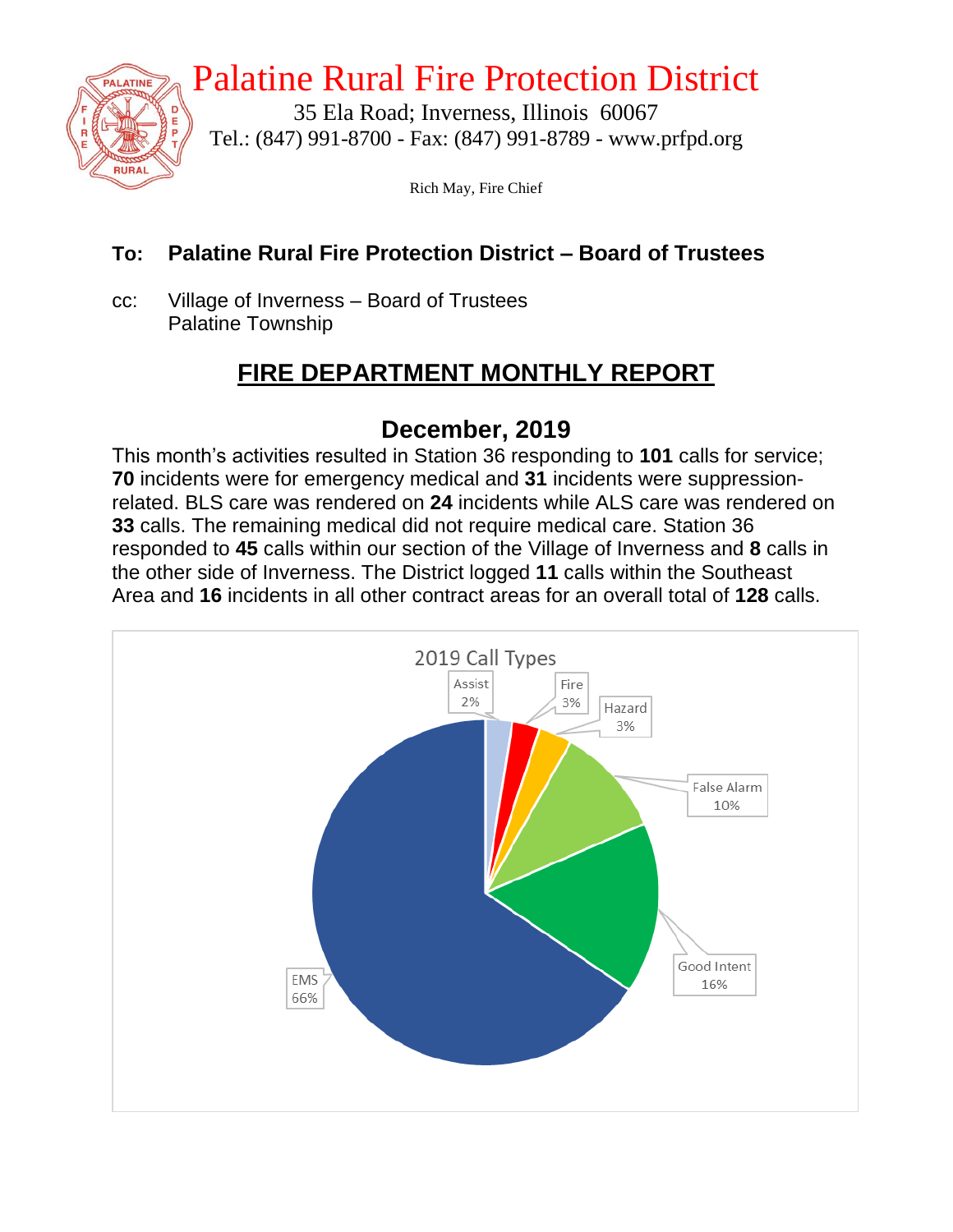# Palatine Rural Fire Protection District

35 Ela Road; Inverness, Illinois 60067
Tel.: (847) 991-8700 - Fax: (847) 991-8789 - www.prfpd.org

Rich May, Fire Chief

**To: Palatine Rural Fire Protection District – Board of Trustees**

cc: Village of Inverness – Board of Trustees
Palatine Township

## FIRE DEPARTMENT MONTHLY REPORT

### December, 2019

This month's activities resulted in Station 36 responding to **101** calls for service; **70** incidents were for emergency medical and **31** incidents were suppression-related. BLS care was rendered on **24** incidents while ALS care was rendered on **33** calls. The remaining medical did not require medical care. Station 36 responded to **45** calls within our section of the Village of Inverness and **8** calls in the other side of Inverness. The District logged **11** calls within the Southeast Area and **16** incidents in all other contract areas for an overall total of **128** calls.

2019 Call Types

| Call Type | Percent |
|---|---|
| Assist | 2% |
| Fire | 3% |
| Hazard | 3% |
| False Alarm | 10% |
| Good Intent | 16% |
| EMS | 66% |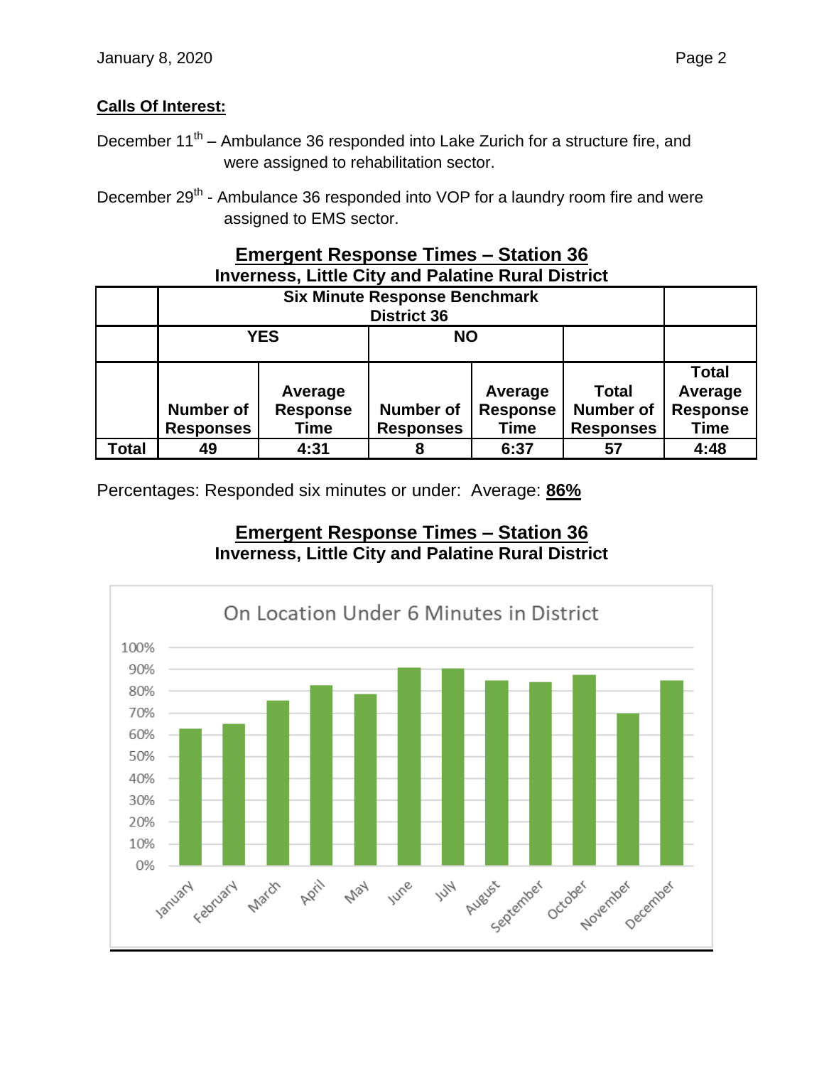**Calls Of Interest:**

December 11th – Ambulance 36 responded into Lake Zurich for a structure fire, and were assigned to rehabilitation sector.

December 29th - Ambulance 36 responded into VOP for a laundry room fire and were assigned to EMS sector.

## Emergent Response Times – Station 36
### Inverness, Little City and Palatine Rural District

| | Six Minute Response Benchmark District 36 | | | | | |
|---|---|---|---|---|---|---|
| | YES | | NO | | | |
| | Number of Responses | Average Response Time | Number of Responses | Average Response Time | Total Number of Responses | Total Average Response Time |
| **Total** | 49 | 4:31 | 8 | 6:37 | 57 | 4:48 |

Percentages: Responded six minutes or under: Average: **86%**

## Emergent Response Times – Station 36
### Inverness, Little City and Palatine Rural District

On Location Under 6 Minutes in District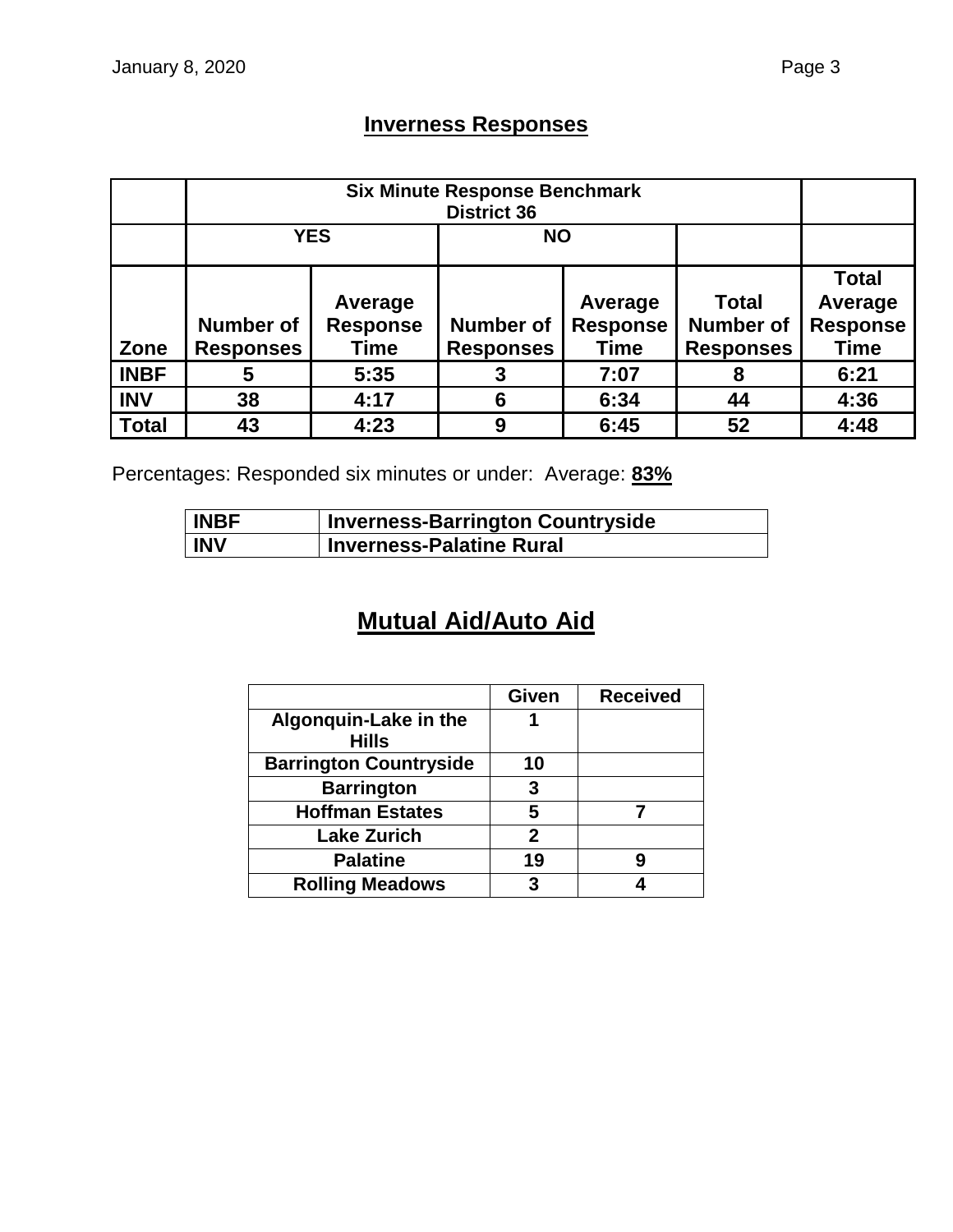## Inverness Responses

| | Six Minute Response Benchmark District 36 | | | | | |
|---|---|---|---|---|---|---|
| | YES | | NO | | | |
| Zone | Number of Responses | Average Response Time | Number of Responses | Average Response Time | Total Number of Responses | Total Average Response Time |
| INBF | 5 | 5:35 | 3 | 7:07 | 8 | 6:21 |
| INV | 38 | 4:17 | 6 | 6:34 | 44 | 4:36 |
| Total | 43 | 4:23 | 9 | 6:45 | 52 | 4:48 |

Percentages: Responded six minutes or under: Average: **83%**

| | |
|---|---|
| **INBF** | **Inverness-Barrington Countryside** |
| **INV** | **Inverness-Palatine Rural** |

## Mutual Aid/Auto Aid

| | Given | Received |
|---|---|---|
| Algonquin-Lake in the Hills | 1 | |
| Barrington Countryside | 10 | |
| Barrington | 3 | |
| Hoffman Estates | 5 | 7 |
| Lake Zurich | 2 | |
| Palatine | 19 | 9 |
| Rolling Meadows | 3 | 4 |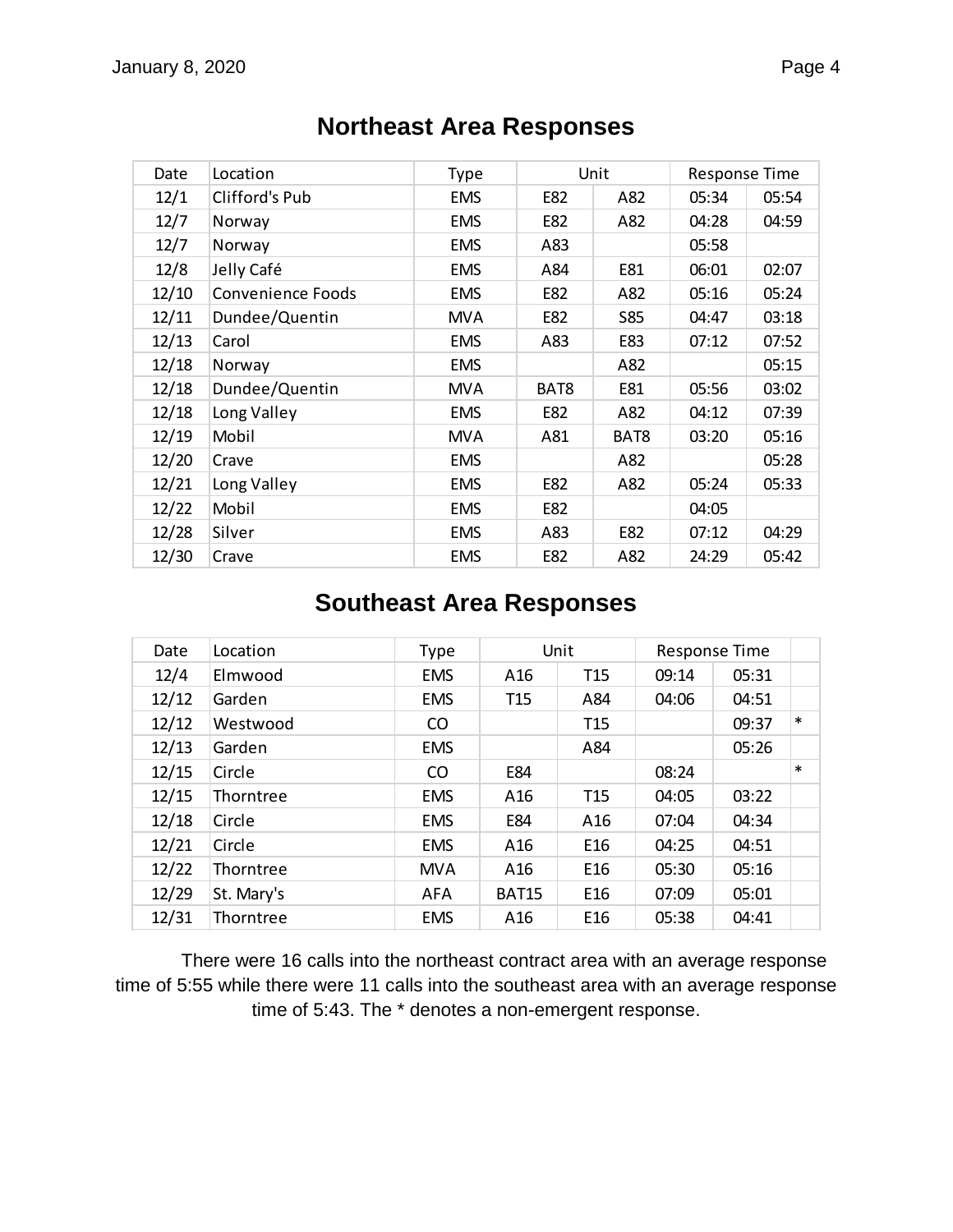## Northeast Area Responses

| Date | Location | Type | Unit | | Response Time | |
|---|---|---|---|---|---|---|
| 12/1 | Clifford's Pub | EMS | E82 | A82 | 05:34 | 05:54 |
| 12/7 | Norway | EMS | E82 | A82 | 04:28 | 04:59 |
| 12/7 | Norway | EMS | A83 | | 05:58 | |
| 12/8 | Jelly Café | EMS | A84 | E81 | 06:01 | 02:07 |
| 12/10 | Convenience Foods | EMS | E82 | A82 | 05:16 | 05:24 |
| 12/11 | Dundee/Quentin | MVA | E82 | S85 | 04:47 | 03:18 |
| 12/13 | Carol | EMS | A83 | E83 | 07:12 | 07:52 |
| 12/18 | Norway | EMS | | A82 | | 05:15 |
| 12/18 | Dundee/Quentin | MVA | BAT8 | E81 | 05:56 | 03:02 |
| 12/18 | Long Valley | EMS | E82 | A82 | 04:12 | 07:39 |
| 12/19 | Mobil | MVA | A81 | BAT8 | 03:20 | 05:16 |
| 12/20 | Crave | EMS | | A82 | | 05:28 |
| 12/21 | Long Valley | EMS | E82 | A82 | 05:24 | 05:33 |
| 12/22 | Mobil | EMS | E82 | | 04:05 | |
| 12/28 | Silver | EMS | A83 | E82 | 07:12 | 04:29 |
| 12/30 | Crave | EMS | E82 | A82 | 24:29 | 05:42 |

## Southeast Area Responses

| Date | Location | Type | Unit | | Response Time | | |
|---|---|---|---|---|---|---|---|
| 12/4 | Elmwood | EMS | A16 | T15 | 09:14 | 05:31 | |
| 12/12 | Garden | EMS | T15 | A84 | 04:06 | 04:51 | |
| 12/12 | Westwood | CO | | T15 | | 09:37 | * |
| 12/13 | Garden | EMS | | A84 | | 05:26 | |
| 12/15 | Circle | CO | E84 | | 08:24 | | * |
| 12/15 | Thorntree | EMS | A16 | T15 | 04:05 | 03:22 | |
| 12/18 | Circle | EMS | E84 | A16 | 07:04 | 04:34 | |
| 12/21 | Circle | EMS | A16 | E16 | 04:25 | 04:51 | |
| 12/22 | Thorntree | MVA | A16 | E16 | 05:30 | 05:16 | |
| 12/29 | St. Mary's | AFA | BAT15 | E16 | 07:09 | 05:01 | |
| 12/31 | Thorntree | EMS | A16 | E16 | 05:38 | 04:41 | |

There were 16 calls into the northeast contract area with an average response time of 5:55 while there were 11 calls into the southeast area with an average response time of 5:43. The * denotes a non-emergent response.